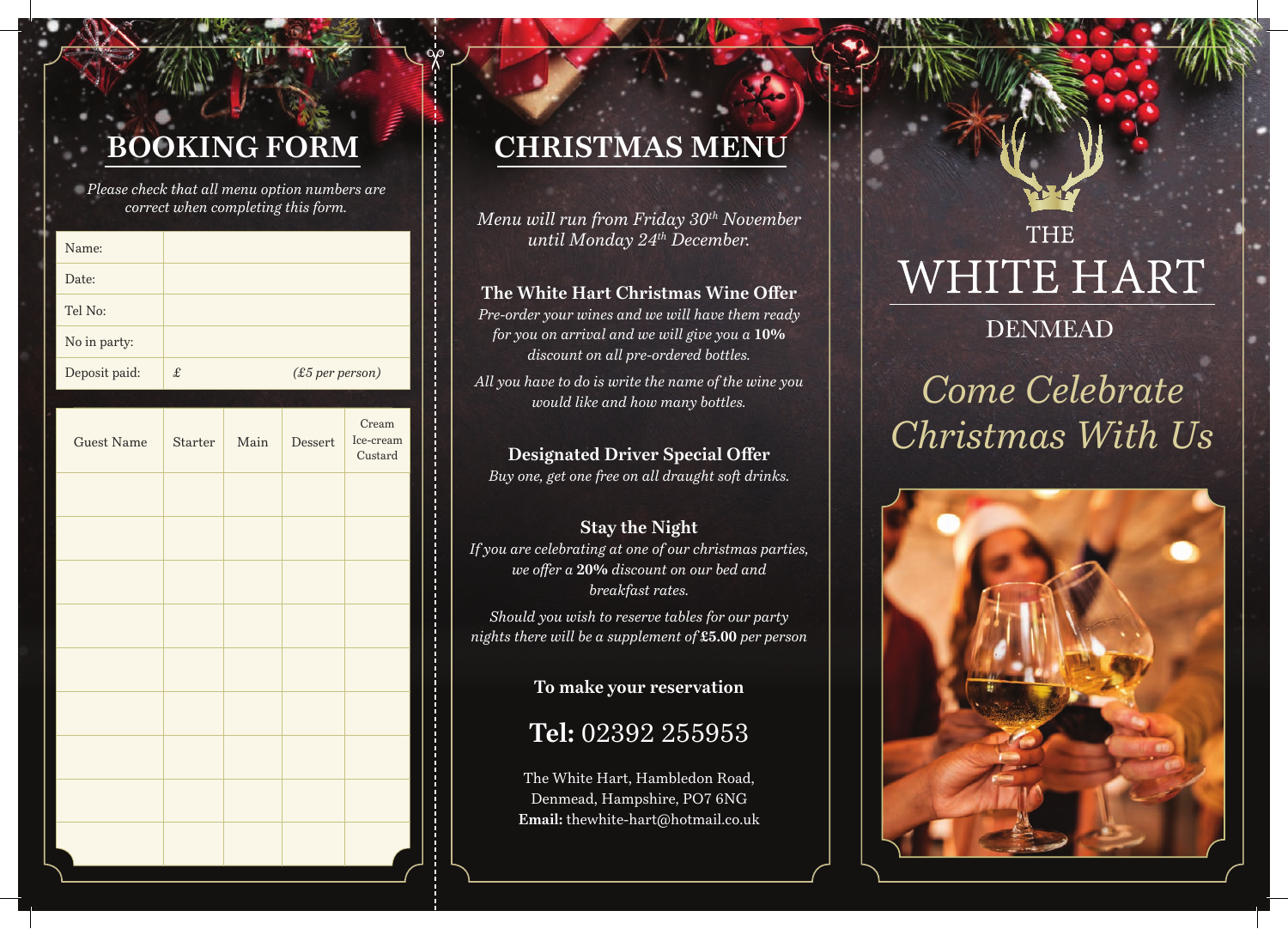## BOOKING FORM

*Please check that all menu option numbers are correct when completing this form.*

| | |
|---|---|
| Name: | |
| Date: | |
| Tel No: | |
| No in party: | |
| Deposit paid: | £ *(£5 per person)* |

| Guest Name | Starter | Main | Dessert | Cream Ice-cream Custard |
|---|---|---|---|---|
| | | | | |
| | | | | |
| | | | | |
| | | | | |
| | | | | |
| | | | | |
| | | | | |
| | | | | |
| | | | | |

## CHRISTMAS MENU

*Menu will run from Friday 30th November until Monday 24th December.*

**The White Hart Christmas Wine Offer**

*Pre-order your wines and we will have them ready for you on arrival and we will give you a* ***10%*** *discount on all pre-ordered bottles.*

*All you have to do is write the name of the wine you would like and how many bottles.*

**Designated Driver Special Offer**

*Buy one, get one free on all draught soft drinks.*

**Stay the Night**

*If you are celebrating at one of our christmas parties, we offer a* ***20%*** *discount on our bed and breakfast rates.*

*Should you wish to reserve tables for our party nights there will be a supplement of* ***£5.00*** *per person*

**To make your reservation**

**Tel:** 02392 255953

The White Hart, Hambledon Road,
Denmead, Hampshire, PO7 6NG
**Email:** thewhite-hart@hotmail.co.uk

# THE WHITE HART

## DENMEAD

*Come Celebrate Christmas With Us*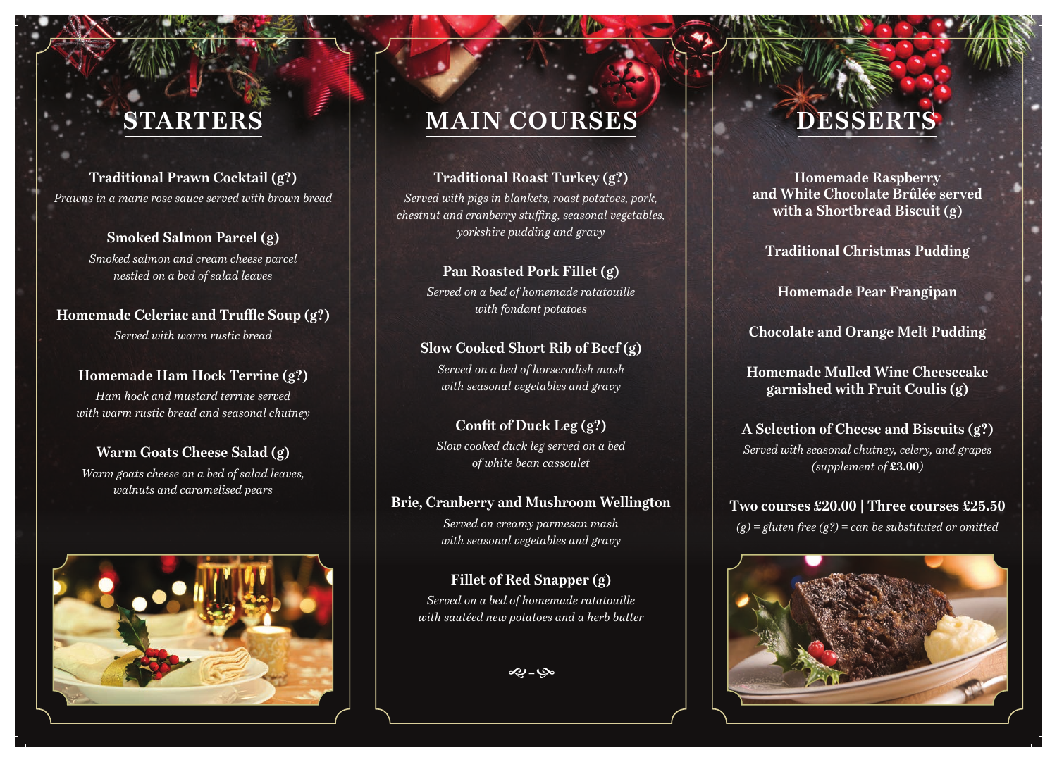## STARTERS

**Traditional Prawn Cocktail (g?)**
*Prawns in a marie rose sauce served with brown bread*

**Smoked Salmon Parcel (g)**
*Smoked salmon and cream cheese parcel nestled on a bed of salad leaves*

**Homemade Celeriac and Truffle Soup (g?)**
*Served with warm rustic bread*

**Homemade Ham Hock Terrine (g?)**
*Ham hock and mustard terrine served with warm rustic bread and seasonal chutney*

**Warm Goats Cheese Salad (g)**
*Warm goats cheese on a bed of salad leaves, walnuts and caramelised pears*

## MAIN COURSES

**Traditional Roast Turkey (g?)**
*Served with pigs in blankets, roast potatoes, pork, chestnut and cranberry stuffing, seasonal vegetables, yorkshire pudding and gravy*

**Pan Roasted Pork Fillet (g)**
*Served on a bed of homemade ratatouille with fondant potatoes*

**Slow Cooked Short Rib of Beef (g)**
*Served on a bed of horseradish mash with seasonal vegetables and gravy*

**Confit of Duck Leg (g?)**
*Slow cooked duck leg served on a bed of white bean cassoulet*

**Brie, Cranberry and Mushroom Wellington**
*Served on creamy parmesan mash with seasonal vegetables and gravy*

**Fillet of Red Snapper (g)**
*Served on a bed of homemade ratatouille with sautéed new potatoes and a herb butter*

## DESSERTS

**Homemade Raspberry and White Chocolate Brûlée served with a Shortbread Biscuit (g)**

**Traditional Christmas Pudding**

**Homemade Pear Frangipan**

**Chocolate and Orange Melt Pudding**

**Homemade Mulled Wine Cheesecake garnished with Fruit Coulis (g)**

**A Selection of Cheese and Biscuits (g?)**
*Served with seasonal chutney, celery, and grapes (supplement of* **£3.00***)*

**Two courses £20.00 | Three courses £25.50**

*(g) = gluten free (g?) = can be substituted or omitted*